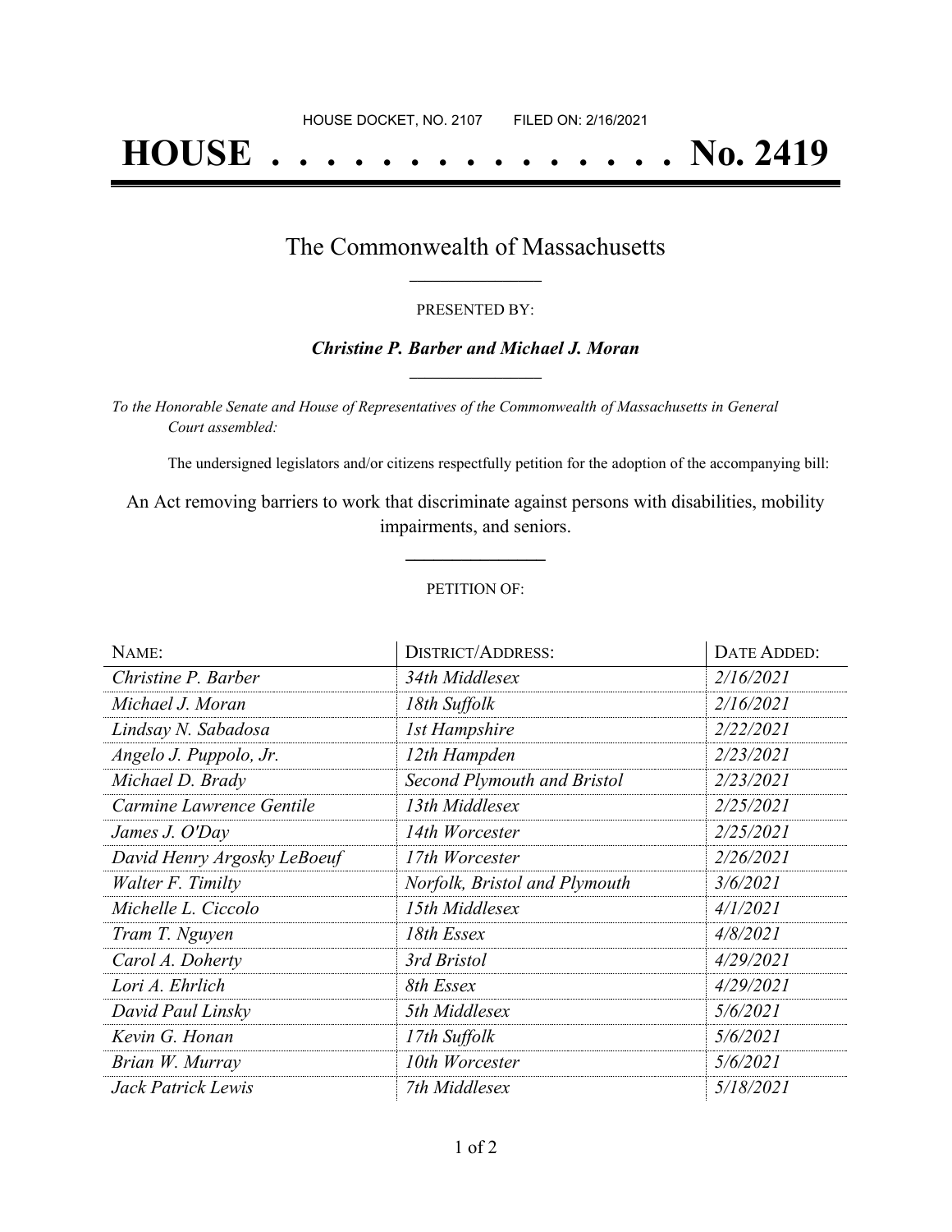HOUSE DOCKET, NO. 2107        FILED ON: 2/16/2021

# HOUSE . . . . . . . . . . . . . . . No. 2419

## The Commonwealth of Massachusetts

PRESENTED BY:

***Christine P. Barber and Michael J. Moran***

*To the Honorable Senate and House of Representatives of the Commonwealth of Massachusetts in General Court assembled:*

The undersigned legislators and/or citizens respectfully petition for the adoption of the accompanying bill:

An Act removing barriers to work that discriminate against persons with disabilities, mobility impairments, and seniors.

PETITION OF:

| NAME: | DISTRICT/ADDRESS: | DATE ADDED: |
|---|---|---|
| *Christine P. Barber* | *34th Middlesex* | *2/16/2021* |
| *Michael J. Moran* | *18th Suffolk* | *2/16/2021* |
| *Lindsay N. Sabadosa* | *1st Hampshire* | *2/22/2021* |
| *Angelo J. Puppolo, Jr.* | *12th Hampden* | *2/23/2021* |
| *Michael D. Brady* | *Second Plymouth and Bristol* | *2/23/2021* |
| *Carmine Lawrence Gentile* | *13th Middlesex* | *2/25/2021* |
| *James J. O'Day* | *14th Worcester* | *2/25/2021* |
| *David Henry Argosky LeBoeuf* | *17th Worcester* | *2/26/2021* |
| *Walter F. Timilty* | *Norfolk, Bristol and Plymouth* | *3/6/2021* |
| *Michelle L. Ciccolo* | *15th Middlesex* | *4/1/2021* |
| *Tram T. Nguyen* | *18th Essex* | *4/8/2021* |
| *Carol A. Doherty* | *3rd Bristol* | *4/29/2021* |
| *Lori A. Ehrlich* | *8th Essex* | *4/29/2021* |
| *David Paul Linsky* | *5th Middlesex* | *5/6/2021* |
| *Kevin G. Honan* | *17th Suffolk* | *5/6/2021* |
| *Brian W. Murray* | *10th Worcester* | *5/6/2021* |
| *Jack Patrick Lewis* | *7th Middlesex* | *5/18/2021* |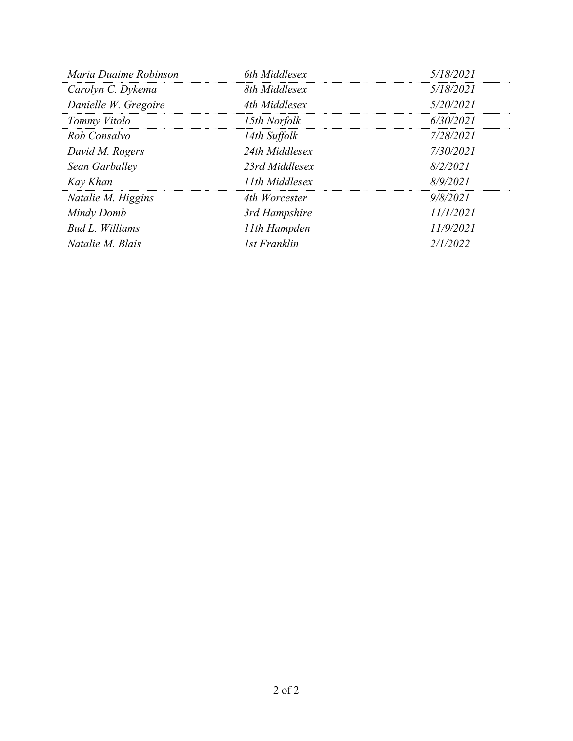| | | |
|---|---|---|
| *Maria Duaime Robinson* | *6th Middlesex* | *5/18/2021* |
| *Carolyn C. Dykema* | *8th Middlesex* | *5/18/2021* |
| *Danielle W. Gregoire* | *4th Middlesex* | *5/20/2021* |
| *Tommy Vitolo* | *15th Norfolk* | *6/30/2021* |
| *Rob Consalvo* | *14th Suffolk* | *7/28/2021* |
| *David M. Rogers* | *24th Middlesex* | *7/30/2021* |
| *Sean Garballey* | *23rd Middlesex* | *8/2/2021* |
| *Kay Khan* | *11th Middlesex* | *8/9/2021* |
| *Natalie M. Higgins* | *4th Worcester* | *9/8/2021* |
| *Mindy Domb* | *3rd Hampshire* | *11/1/2021* |
| *Bud L. Williams* | *11th Hampden* | *11/9/2021* |
| *Natalie M. Blais* | *1st Franklin* | *2/1/2022* |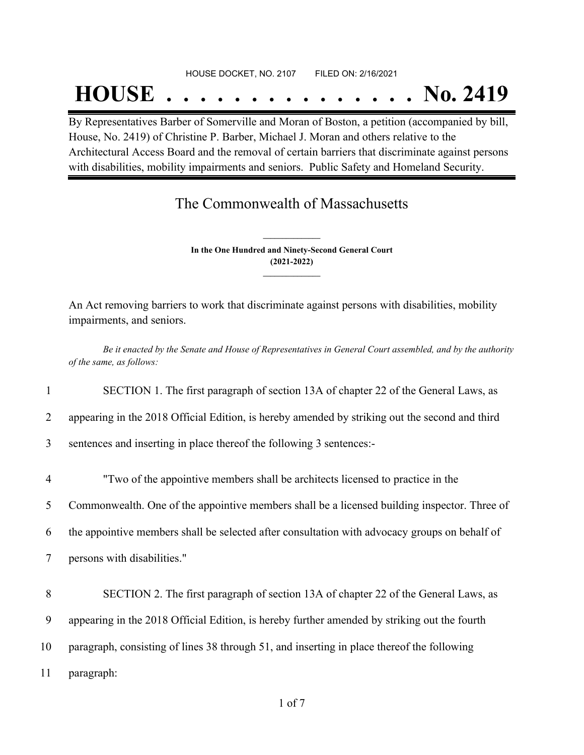HOUSE DOCKET, NO. 2107        FILED ON: 2/16/2021

# HOUSE . . . . . . . . . . . . . . . No. 2419

By Representatives Barber of Somerville and Moran of Boston, a petition (accompanied by bill, House, No. 2419) of Christine P. Barber, Michael J. Moran and others relative to the Architectural Access Board and the removal of certain barriers that discriminate against persons with disabilities, mobility impairments and seniors. Public Safety and Homeland Security.

## The Commonwealth of Massachusetts

**In the One Hundred and Ninety-Second General Court**
**(2021-2022)**

An Act removing barriers to work that discriminate against persons with disabilities, mobility impairments, and seniors.

*Be it enacted by the Senate and House of Representatives in General Court assembled, and by the authority of the same, as follows:*

1 SECTION 1. The first paragraph of section 13A of chapter 22 of the General Laws, as
2 appearing in the 2018 Official Edition, is hereby amended by striking out the second and third
3 sentences and inserting in place thereof the following 3 sentences:-

4 "Two of the appointive members shall be architects licensed to practice in the
5 Commonwealth. One of the appointive members shall be a licensed building inspector. Three of
6 the appointive members shall be selected after consultation with advocacy groups on behalf of
7 persons with disabilities."

8 SECTION 2. The first paragraph of section 13A of chapter 22 of the General Laws, as
9 appearing in the 2018 Official Edition, is hereby further amended by striking out the fourth
10 paragraph, consisting of lines 38 through 51, and inserting in place thereof the following
11 paragraph: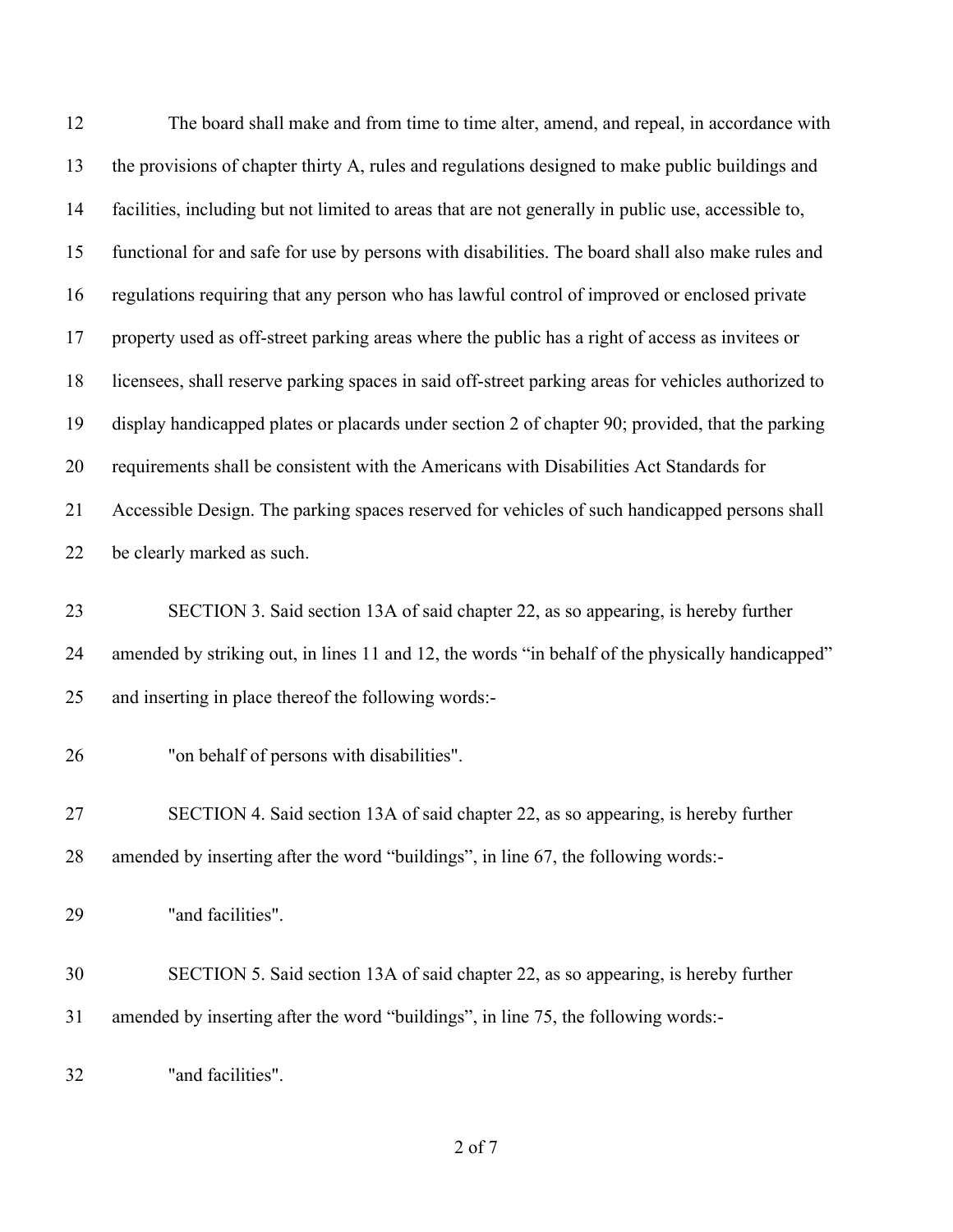The board shall make and from time to time alter, amend, and repeal, in accordance with the provisions of chapter thirty A, rules and regulations designed to make public buildings and facilities, including but not limited to areas that are not generally in public use, accessible to, functional for and safe for use by persons with disabilities. The board shall also make rules and regulations requiring that any person who has lawful control of improved or enclosed private property used as off-street parking areas where the public has a right of access as invitees or licensees, shall reserve parking spaces in said off-street parking areas for vehicles authorized to display handicapped plates or placards under section 2 of chapter 90; provided, that the parking requirements shall be consistent with the Americans with Disabilities Act Standards for Accessible Design. The parking spaces reserved for vehicles of such handicapped persons shall be clearly marked as such.

SECTION 3. Said section 13A of said chapter 22, as so appearing, is hereby further amended by striking out, in lines 11 and 12, the words “in behalf of the physically handicapped” and inserting in place thereof the following words:-

"on behalf of persons with disabilities".

SECTION 4. Said section 13A of said chapter 22, as so appearing, is hereby further amended by inserting after the word “buildings”, in line 67, the following words:-

"and facilities".

SECTION 5. Said section 13A of said chapter 22, as so appearing, is hereby further amended by inserting after the word “buildings”, in line 75, the following words:-

"and facilities".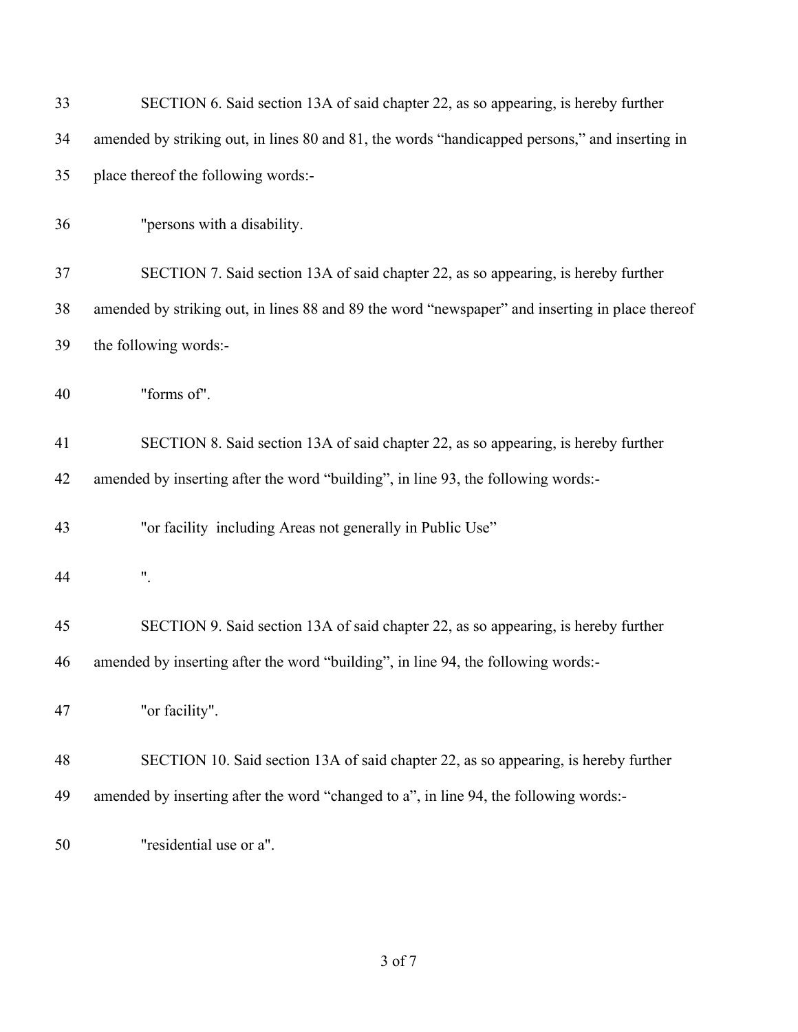33 SECTION 6. Said section 13A of said chapter 22, as so appearing, is hereby further

34 amended by striking out, in lines 80 and 81, the words "handicapped persons," and inserting in

35 place thereof the following words:-

36 "persons with a disability.

37 SECTION 7. Said section 13A of said chapter 22, as so appearing, is hereby further

38 amended by striking out, in lines 88 and 89 the word "newspaper" and inserting in place thereof

39 the following words:-

40 "forms of".

41 SECTION 8. Said section 13A of said chapter 22, as so appearing, is hereby further

42 amended by inserting after the word "building", in line 93, the following words:-

43 "or facility including Areas not generally in Public Use"

44 ".

45 SECTION 9. Said section 13A of said chapter 22, as so appearing, is hereby further

46 amended by inserting after the word "building", in line 94, the following words:-

47 "or facility".

48 SECTION 10. Said section 13A of said chapter 22, as so appearing, is hereby further

49 amended by inserting after the word "changed to a", in line 94, the following words:-

50 "residential use or a".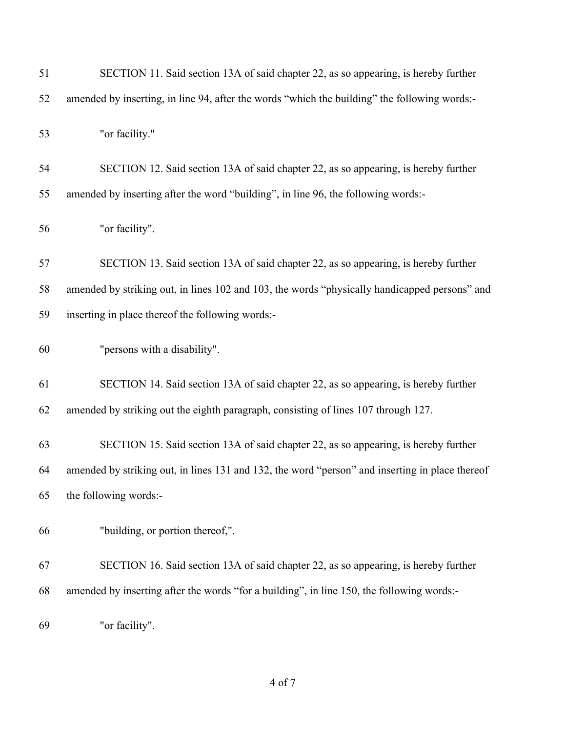51 SECTION 11. Said section 13A of said chapter 22, as so appearing, is hereby further

52 amended by inserting, in line 94, after the words "which the building" the following words:-

53 "or facility."

54 SECTION 12. Said section 13A of said chapter 22, as so appearing, is hereby further

55 amended by inserting after the word "building", in line 96, the following words:-

56 "or facility".

57 SECTION 13. Said section 13A of said chapter 22, as so appearing, is hereby further

58 amended by striking out, in lines 102 and 103, the words "physically handicapped persons" and

59 inserting in place thereof the following words:-

60 "persons with a disability".

61 SECTION 14. Said section 13A of said chapter 22, as so appearing, is hereby further

62 amended by striking out the eighth paragraph, consisting of lines 107 through 127.

63 SECTION 15. Said section 13A of said chapter 22, as so appearing, is hereby further

64 amended by striking out, in lines 131 and 132, the word "person" and inserting in place thereof

65 the following words:-

66 "building, or portion thereof,".

67 SECTION 16. Said section 13A of said chapter 22, as so appearing, is hereby further

68 amended by inserting after the words "for a building", in line 150, the following words:-

69 "or facility".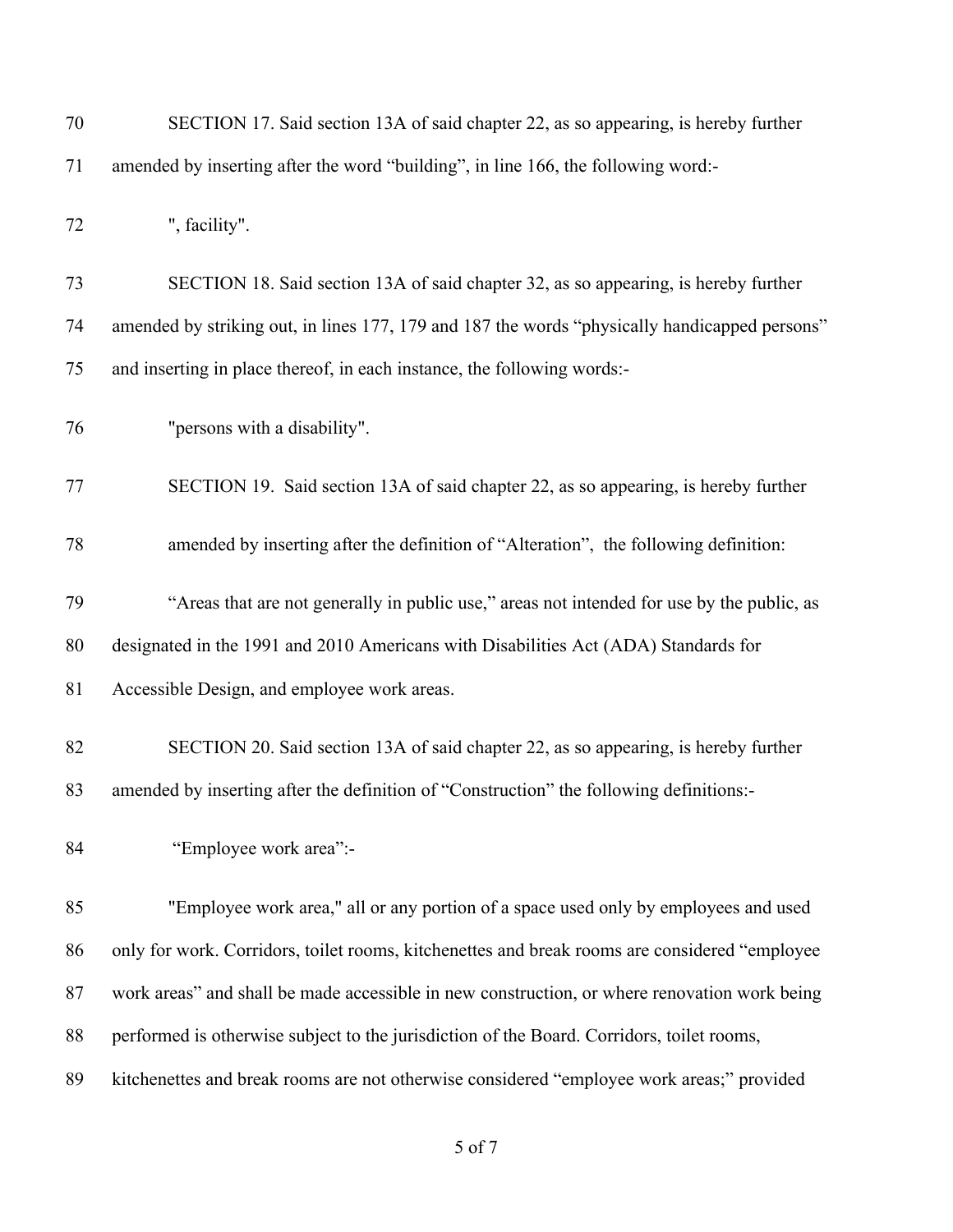70 SECTION 17. Said section 13A of said chapter 22, as so appearing, is hereby further

71 amended by inserting after the word “building”, in line 166, the following word:-

72 ", facility".

73 SECTION 18. Said section 13A of said chapter 32, as so appearing, is hereby further

74 amended by striking out, in lines 177, 179 and 187 the words “physically handicapped persons”

75 and inserting in place thereof, in each instance, the following words:-

76 "persons with a disability".

77 SECTION 19. Said section 13A of said chapter 22, as so appearing, is hereby further

78 amended by inserting after the definition of “Alteration”, the following definition:

79 “Areas that are not generally in public use,” areas not intended for use by the public, as

80 designated in the 1991 and 2010 Americans with Disabilities Act (ADA) Standards for

81 Accessible Design, and employee work areas.

82 SECTION 20. Said section 13A of said chapter 22, as so appearing, is hereby further

83 amended by inserting after the definition of “Construction” the following definitions:-

84 “Employee work area”:-

85 "Employee work area," all or any portion of a space used only by employees and used

86 only for work. Corridors, toilet rooms, kitchenettes and break rooms are considered “employee

87 work areas” and shall be made accessible in new construction, or where renovation work being

88 performed is otherwise subject to the jurisdiction of the Board. Corridors, toilet rooms,

89 kitchenettes and break rooms are not otherwise considered “employee work areas;” provided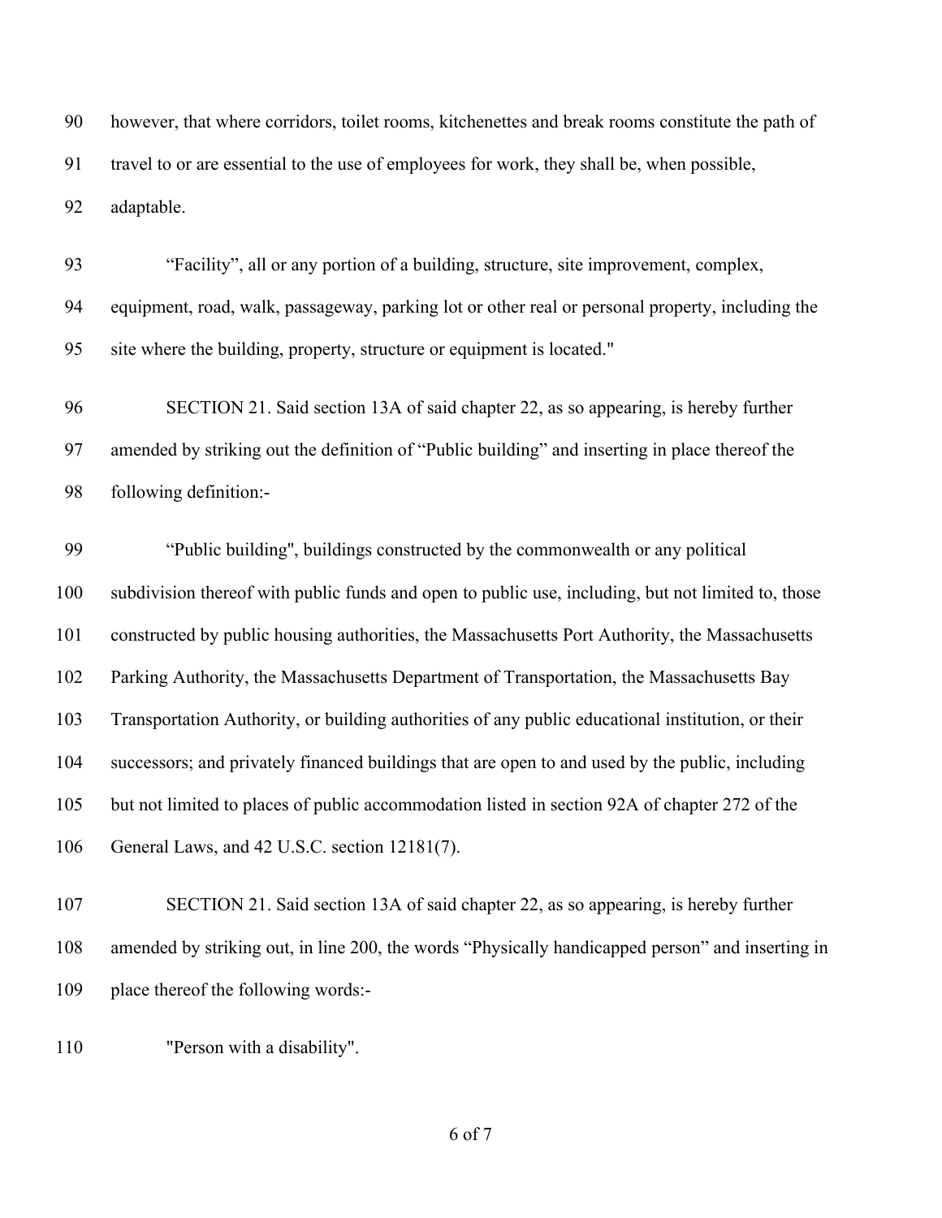however, that where corridors, toilet rooms, kitchenettes and break rooms constitute the path of travel to or are essential to the use of employees for work, they shall be, when possible, adaptable.

"Facility", all or any portion of a building, structure, site improvement, complex, equipment, road, walk, passageway, parking lot or other real or personal property, including the site where the building, property, structure or equipment is located."

SECTION 21. Said section 13A of said chapter 22, as so appearing, is hereby further amended by striking out the definition of "Public building" and inserting in place thereof the following definition:-

"Public building", buildings constructed by the commonwealth or any political subdivision thereof with public funds and open to public use, including, but not limited to, those constructed by public housing authorities, the Massachusetts Port Authority, the Massachusetts Parking Authority, the Massachusetts Department of Transportation, the Massachusetts Bay Transportation Authority, or building authorities of any public educational institution, or their successors; and privately financed buildings that are open to and used by the public, including but not limited to places of public accommodation listed in section 92A of chapter 272 of the General Laws, and 42 U.S.C. section 12181(7).

SECTION 21. Said section 13A of said chapter 22, as so appearing, is hereby further amended by striking out, in line 200, the words "Physically handicapped person" and inserting in place thereof the following words:-

"Person with a disability".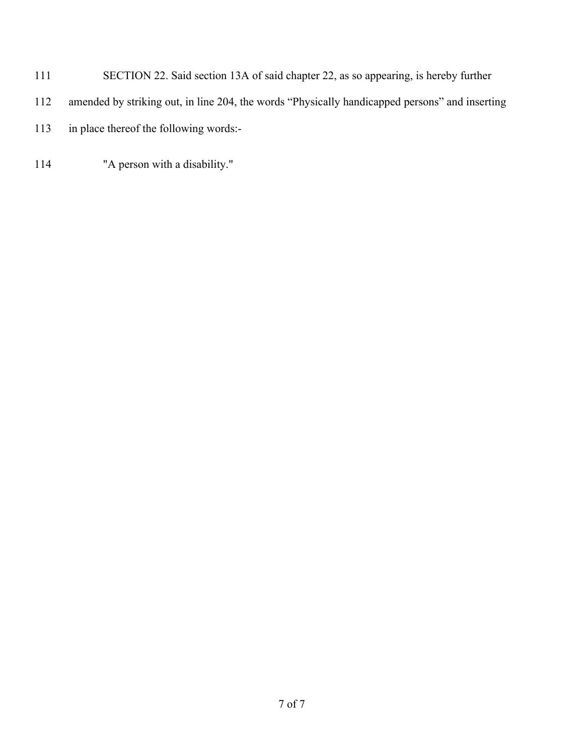SECTION 22. Said section 13A of said chapter 22, as so appearing, is hereby further amended by striking out, in line 204, the words “Physically handicapped persons” and inserting in place thereof the following words:-

"A person with a disability."